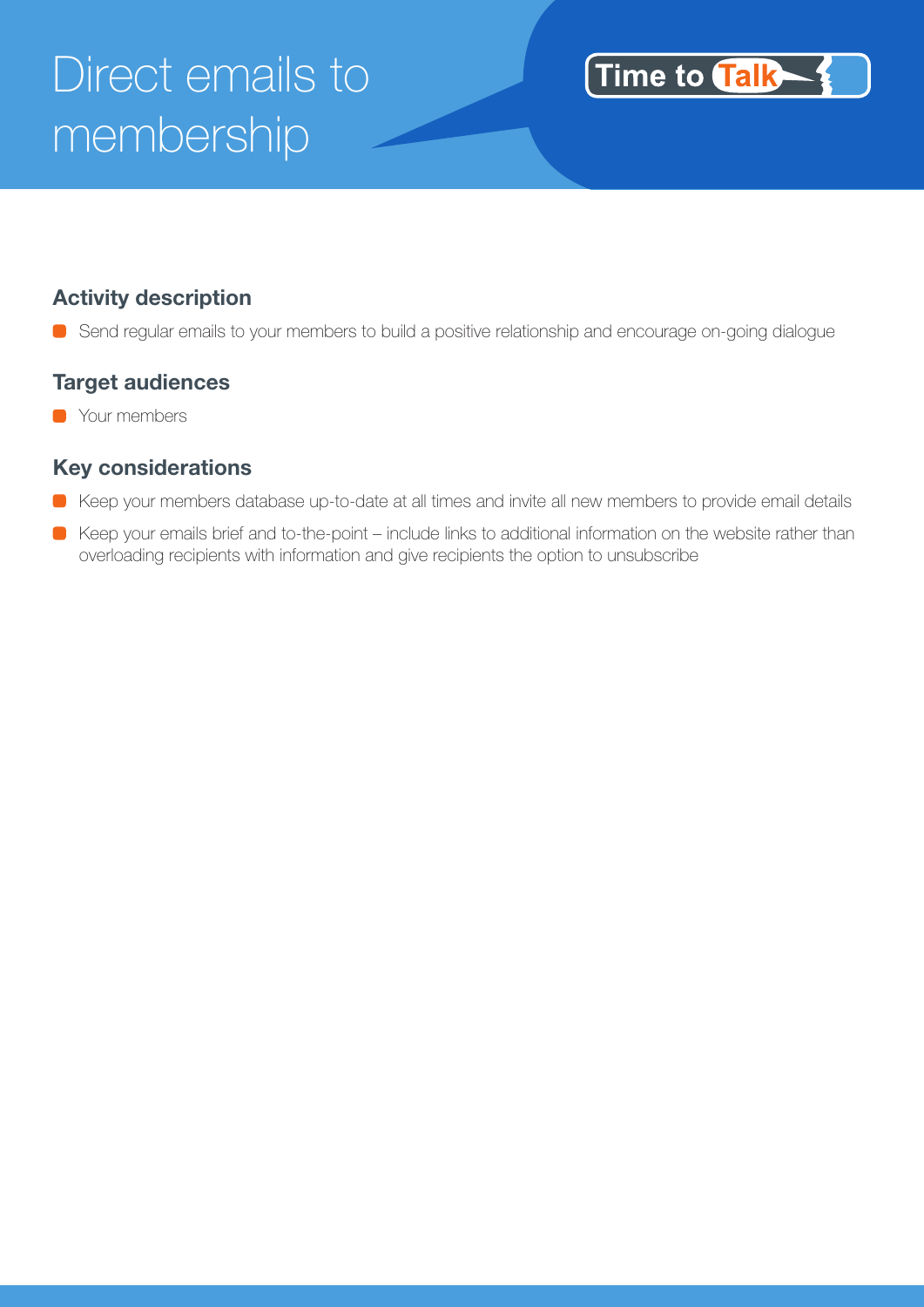# Direct emails to membership

Time to Talk

## Activity description

- Send regular emails to your members to build a positive relationship and encourage on-going dialogue

## Target audiences

- Your members

## Key considerations

- Keep your members database up-to-date at all times and invite all new members to provide email details
- Keep your emails brief and to-the-point – include links to additional information on the website rather than overloading recipients with information and give recipients the option to unsubscribe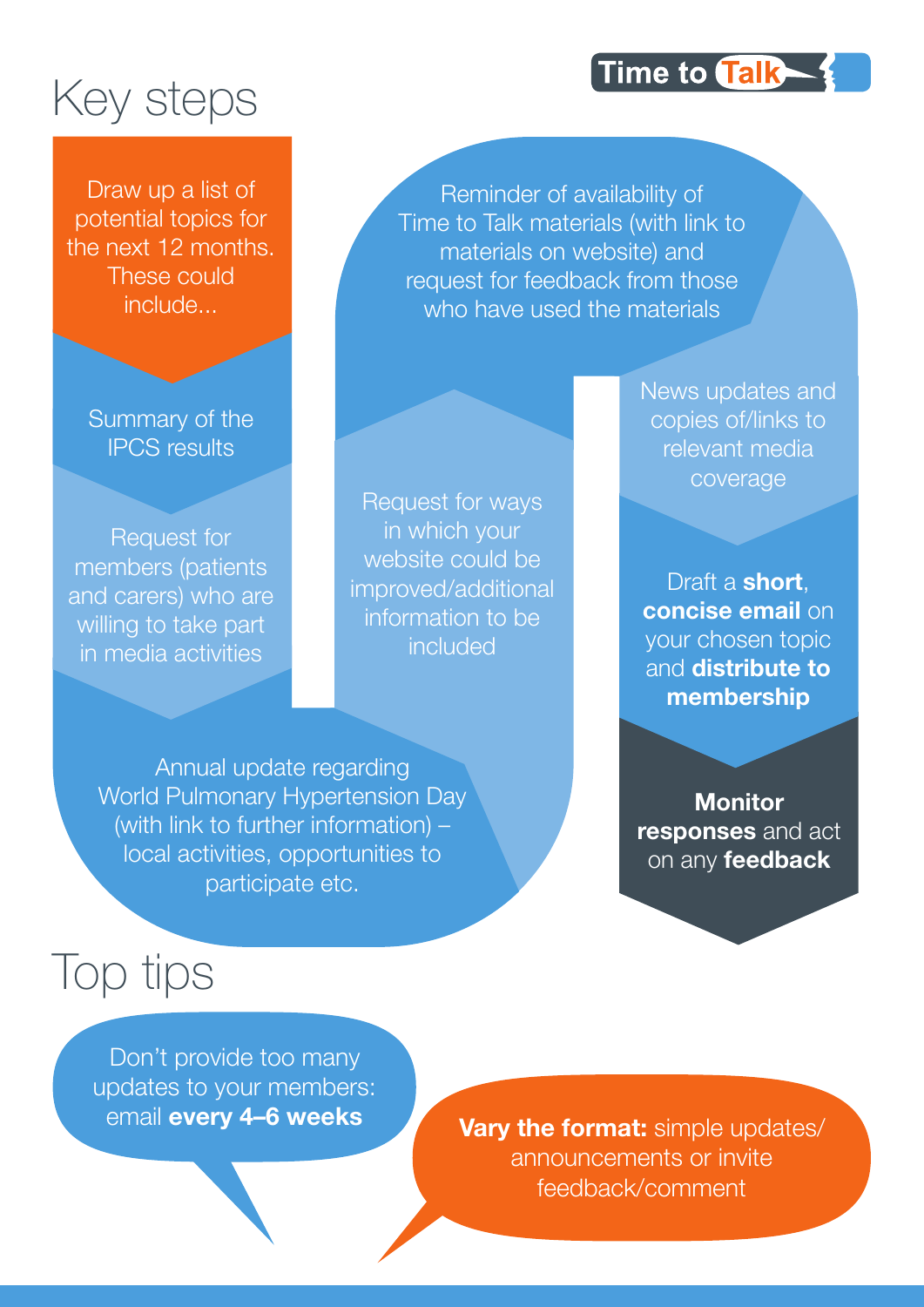# Key steps

Draw up a list of potential topics for the next 12 months. These could include...

Summary of the IPCS results

Request for members (patients and carers) who are willing to take part in media activities

Annual update regarding World Pulmonary Hypertension Day (with link to further information) – local activities, opportunities to participate etc.

Request for ways in which your website could be improved/additional information to be included

Reminder of availability of Time to Talk materials (with link to materials on website) and request for feedback from those who have used the materials

News updates and copies of/links to relevant media coverage

Draft a **short, concise email** on your chosen topic and **distribute to membership**

**Monitor responses** and act on any **feedback**

# Top tips

Don't provide too many updates to your members: email **every 4–6 weeks**

**Vary the format:** simple updates/announcements or invite feedback/comment